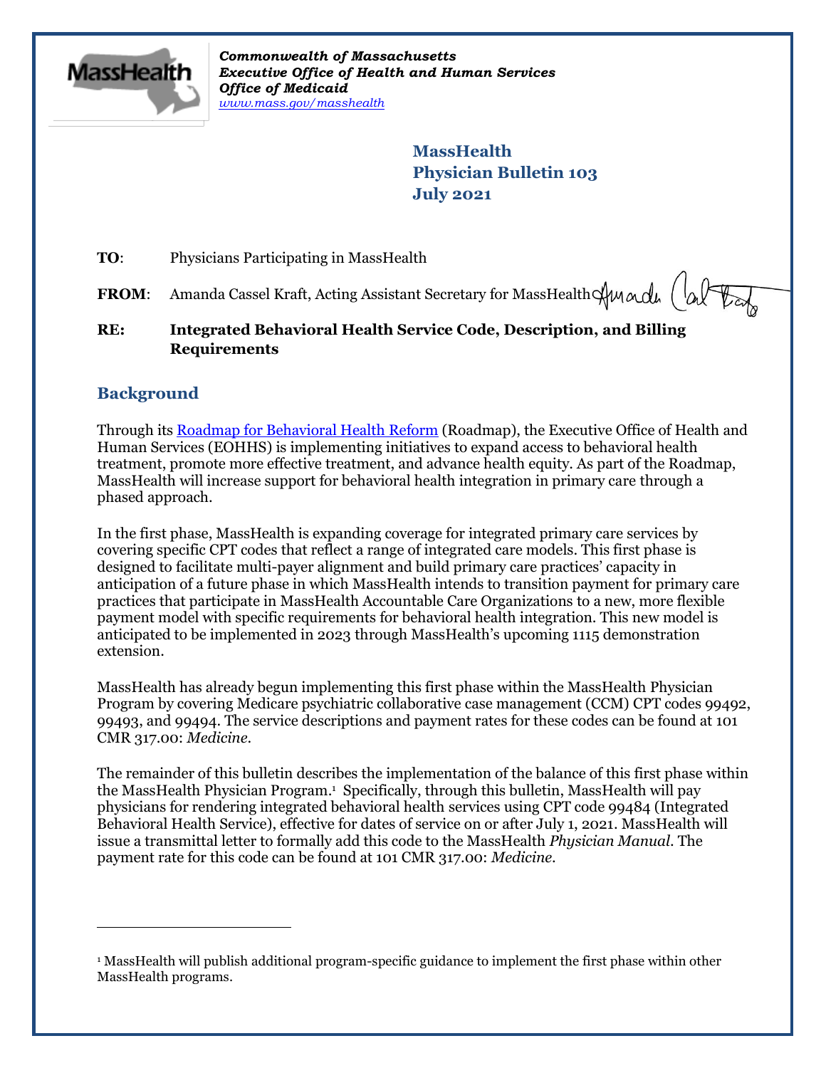*Commonwealth of Massachusetts*
***Executive Office of Health and Human Services***
***Office of Medicaid***
*www.mass.gov/masshealth*

**MassHealth**
**Physician Bulletin 103**
**July 2021**

**TO**: Physicians Participating in MassHealth

**FROM**: Amanda Cassel Kraft, Acting Assistant Secretary for MassHealth

**RE: Integrated Behavioral Health Service Code, Description, and Billing Requirements**

## Background

Through its Roadmap for Behavioral Health Reform (Roadmap), the Executive Office of Health and Human Services (EOHHS) is implementing initiatives to expand access to behavioral health treatment, promote more effective treatment, and advance health equity. As part of the Roadmap, MassHealth will increase support for behavioral health integration in primary care through a phased approach.

In the first phase, MassHealth is expanding coverage for integrated primary care services by covering specific CPT codes that reflect a range of integrated care models. This first phase is designed to facilitate multi-payer alignment and build primary care practices' capacity in anticipation of a future phase in which MassHealth intends to transition payment for primary care practices that participate in MassHealth Accountable Care Organizations to a new, more flexible payment model with specific requirements for behavioral health integration. This new model is anticipated to be implemented in 2023 through MassHealth's upcoming 1115 demonstration extension.

MassHealth has already begun implementing this first phase within the MassHealth Physician Program by covering Medicare psychiatric collaborative case management (CCM) CPT codes 99492, 99493, and 99494. The service descriptions and payment rates for these codes can be found at 101 CMR 317.00: *Medicine*.

The remainder of this bulletin describes the implementation of the balance of this first phase within the MassHealth Physician Program.[1] Specifically, through this bulletin, MassHealth will pay physicians for rendering integrated behavioral health services using CPT code 99484 (Integrated Behavioral Health Service), effective for dates of service on or after July 1, 2021. MassHealth will issue a transmittal letter to formally add this code to the MassHealth *Physician Manual*. The payment rate for this code can be found at 101 CMR 317.00: *Medicine*.

[1] MassHealth will publish additional program-specific guidance to implement the first phase within other MassHealth programs.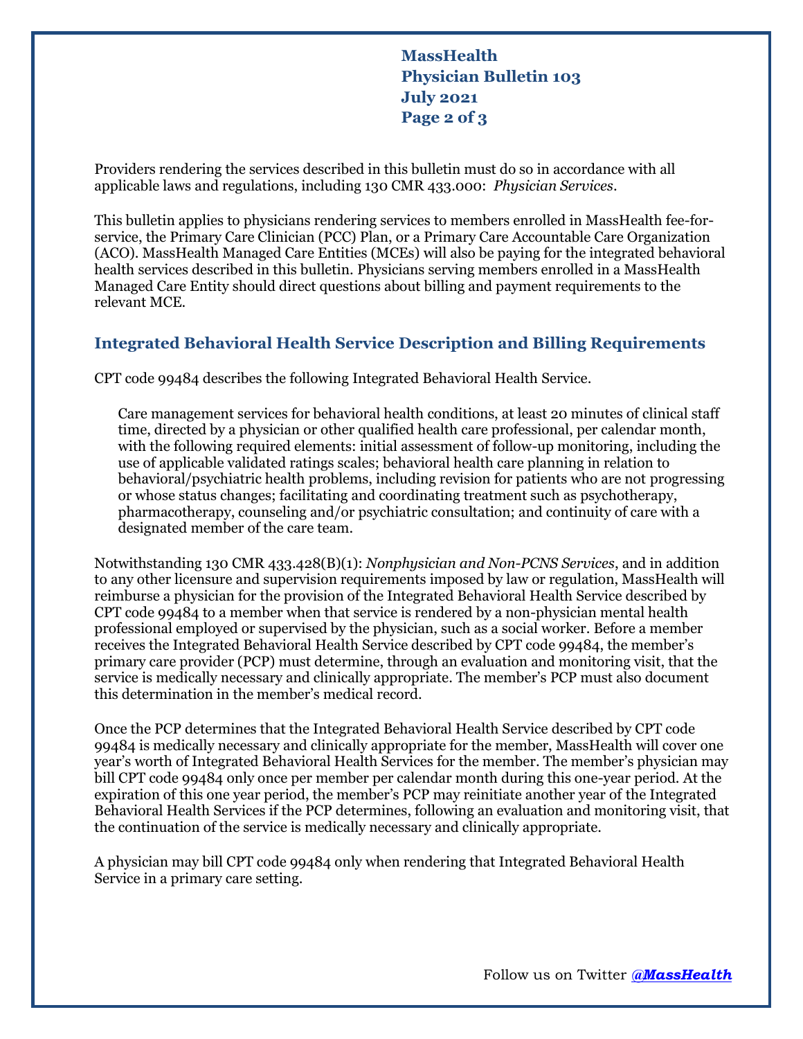Providers rendering the services described in this bulletin must do so in accordance with all applicable laws and regulations, including 130 CMR 433.000: *Physician Services*.

This bulletin applies to physicians rendering services to members enrolled in MassHealth fee-for-service, the Primary Care Clinician (PCC) Plan, or a Primary Care Accountable Care Organization (ACO). MassHealth Managed Care Entities (MCEs) will also be paying for the integrated behavioral health services described in this bulletin. Physicians serving members enrolled in a MassHealth Managed Care Entity should direct questions about billing and payment requirements to the relevant MCE.

## Integrated Behavioral Health Service Description and Billing Requirements

CPT code 99484 describes the following Integrated Behavioral Health Service.

> Care management services for behavioral health conditions, at least 20 minutes of clinical staff time, directed by a physician or other qualified health care professional, per calendar month, with the following required elements: initial assessment of follow-up monitoring, including the use of applicable validated ratings scales; behavioral health care planning in relation to behavioral/psychiatric health problems, including revision for patients who are not progressing or whose status changes; facilitating and coordinating treatment such as psychotherapy, pharmacotherapy, counseling and/or psychiatric consultation; and continuity of care with a designated member of the care team.

Notwithstanding 130 CMR 433.428(B)(1): *Nonphysician and Non-PCNS Services*, and in addition to any other licensure and supervision requirements imposed by law or regulation, MassHealth will reimburse a physician for the provision of the Integrated Behavioral Health Service described by CPT code 99484 to a member when that service is rendered by a non-physician mental health professional employed or supervised by the physician, such as a social worker. Before a member receives the Integrated Behavioral Health Service described by CPT code 99484, the member's primary care provider (PCP) must determine, through an evaluation and monitoring visit, that the service is medically necessary and clinically appropriate. The member's PCP must also document this determination in the member's medical record.

Once the PCP determines that the Integrated Behavioral Health Service described by CPT code 99484 is medically necessary and clinically appropriate for the member, MassHealth will cover one year's worth of Integrated Behavioral Health Services for the member. The member's physician may bill CPT code 99484 only once per member per calendar month during this one-year period. At the expiration of this one year period, the member's PCP may reinitiate another year of the Integrated Behavioral Health Services if the PCP determines, following an evaluation and monitoring visit, that the continuation of the service is medically necessary and clinically appropriate.

A physician may bill CPT code 99484 only when rendering that Integrated Behavioral Health Service in a primary care setting.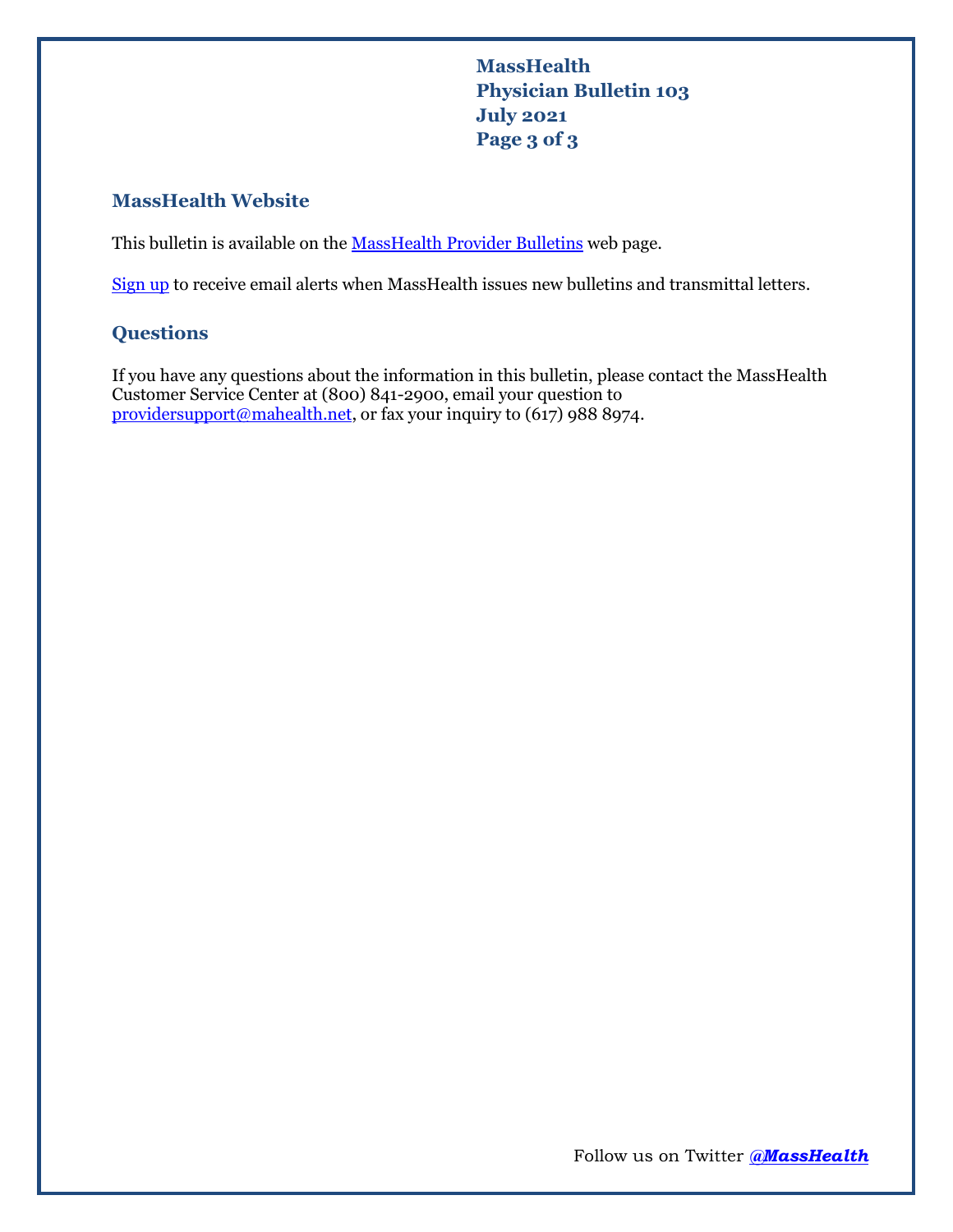## MassHealth Website

This bulletin is available on the MassHealth Provider Bulletins web page.

Sign up to receive email alerts when MassHealth issues new bulletins and transmittal letters.

## Questions

If you have any questions about the information in this bulletin, please contact the MassHealth Customer Service Center at (800) 841-2900, email your question to providersupport@mahealth.net, or fax your inquiry to (617) 988 8974.

Follow us on Twitter ***@MassHealth***